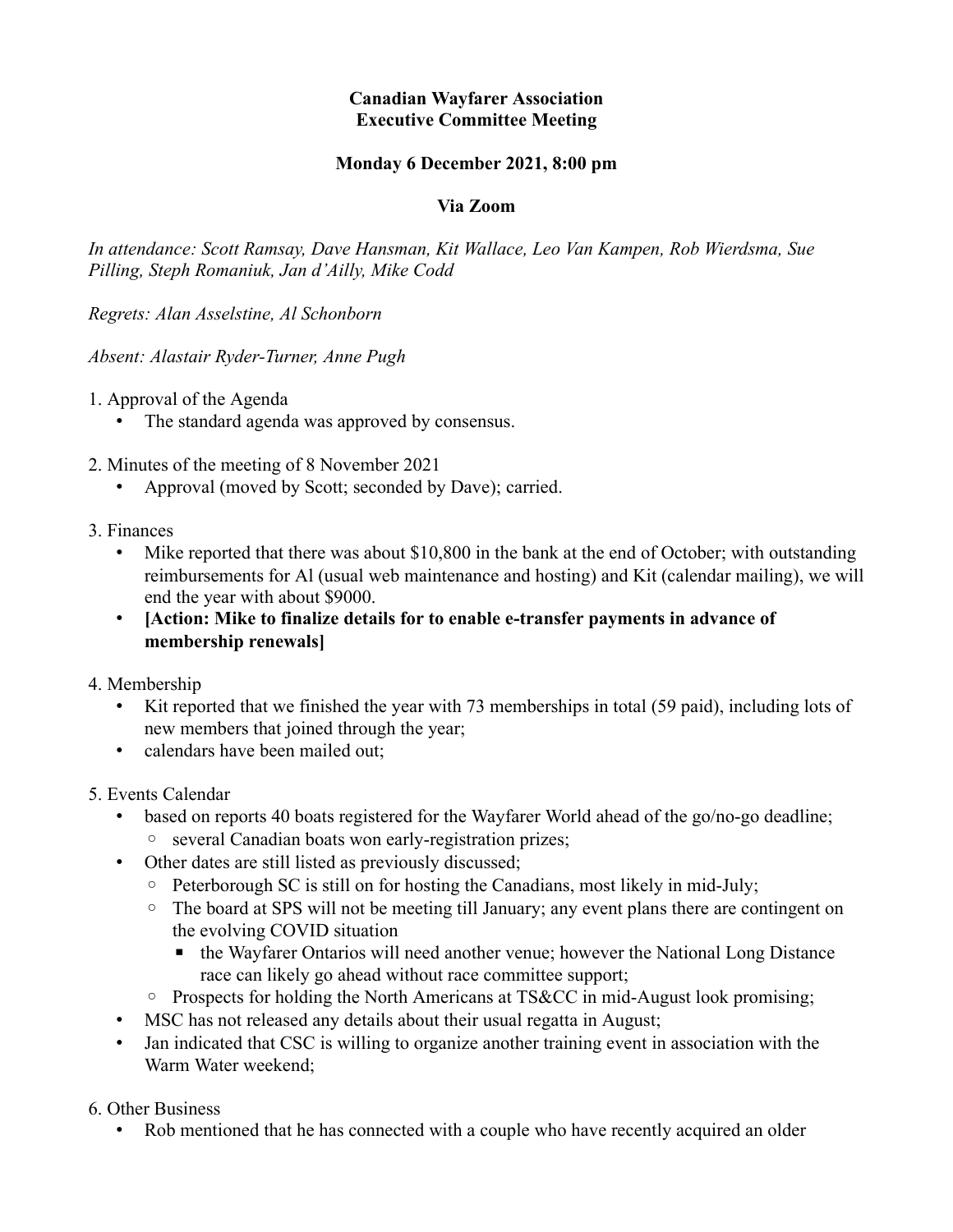**Canadian Wayfarer Association**
**Executive Committee Meeting**

**Monday 6 December 2021, 8:00 pm**

**Via Zoom**

*In attendance: Scott Ramsay, Dave Hansman, Kit Wallace, Leo Van Kampen, Rob Wierdsma, Sue Pilling, Steph Romaniuk, Jan d'Ailly, Mike Codd*

*Regrets: Alan Asselstine, Al Schonborn*

*Absent: Alastair Ryder-Turner, Anne Pugh*

1. Approval of the Agenda
   - The standard agenda was approved by consensus.

2. Minutes of the meeting of 8 November 2021
   - Approval (moved by Scott; seconded by Dave); carried.

3. Finances
   - Mike reported that there was about $10,800 in the bank at the end of October; with outstanding reimbursements for Al (usual web maintenance and hosting) and Kit (calendar mailing), we will end the year with about $9000.
   - **[Action: Mike to finalize details for to enable e-transfer payments in advance of membership renewals]**

4. Membership
   - Kit reported that we finished the year with 73 memberships in total (59 paid), including lots of new members that joined through the year;
   - calendars have been mailed out;

5. Events Calendar
   - based on reports 40 boats registered for the Wayfarer World ahead of the go/no-go deadline;
     - several Canadian boats won early-registration prizes;
   - Other dates are still listed as previously discussed;
     - Peterborough SC is still on for hosting the Canadians, most likely in mid-July;
     - The board at SPS will not be meeting till January; any event plans there are contingent on the evolving COVID situation
       - the Wayfarer Ontarios will need another venue; however the National Long Distance race can likely go ahead without race committee support;
     - Prospects for holding the North Americans at TS&CC in mid-August look promising;
   - MSC has not released any details about their usual regatta in August;
   - Jan indicated that CSC is willing to organize another training event in association with the Warm Water weekend;

6. Other Business
   - Rob mentioned that he has connected with a couple who have recently acquired an older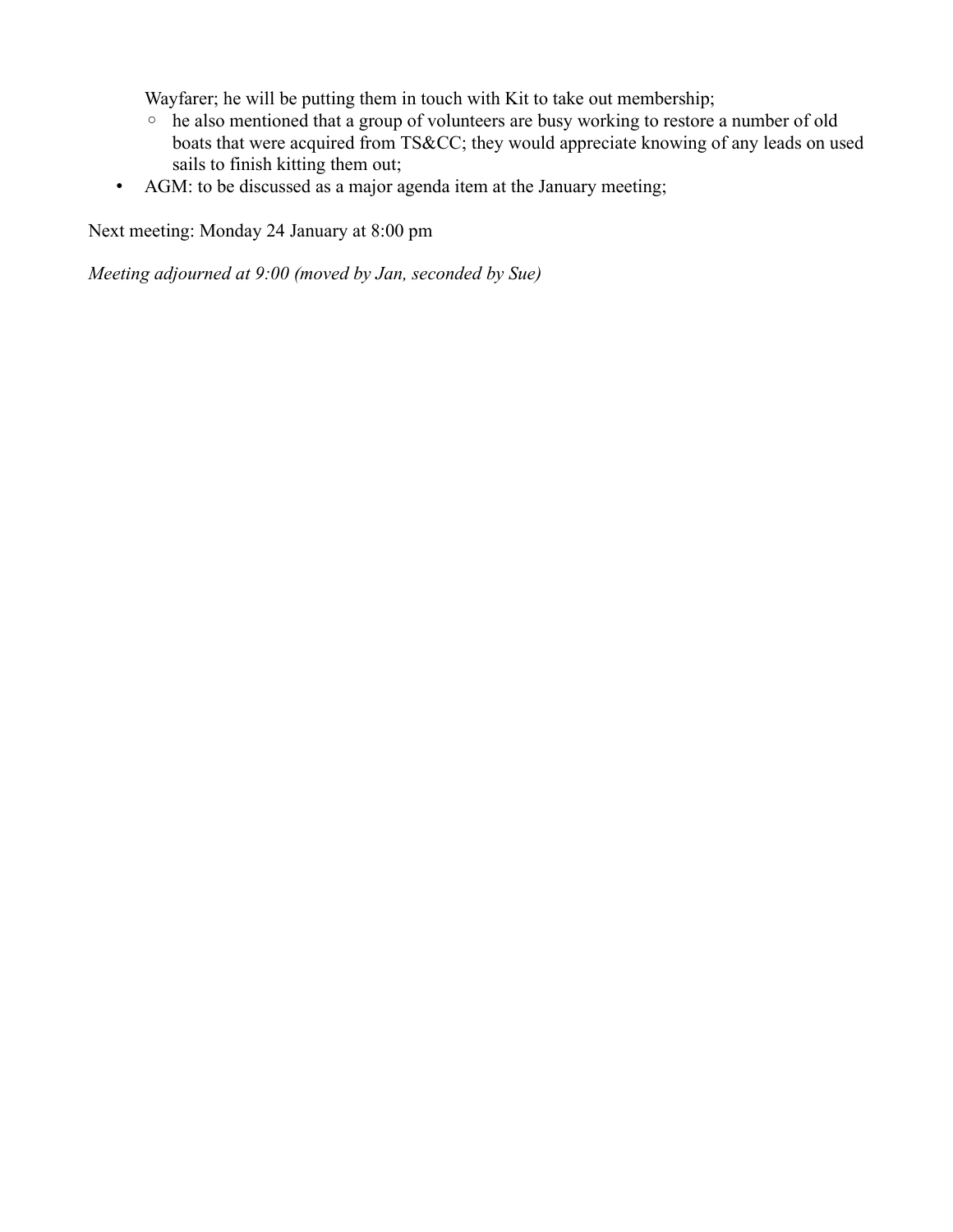Wayfarer; he will be putting them in touch with Kit to take out membership;
    - he also mentioned that a group of volunteers are busy working to restore a number of old boats that were acquired from TS&CC; they would appreciate knowing of any leads on used sails to finish kitting them out;
- AGM: to be discussed as a major agenda item at the January meeting;

Next meeting: Monday 24 January at 8:00 pm

*Meeting adjourned at 9:00 (moved by Jan, seconded by Sue)*